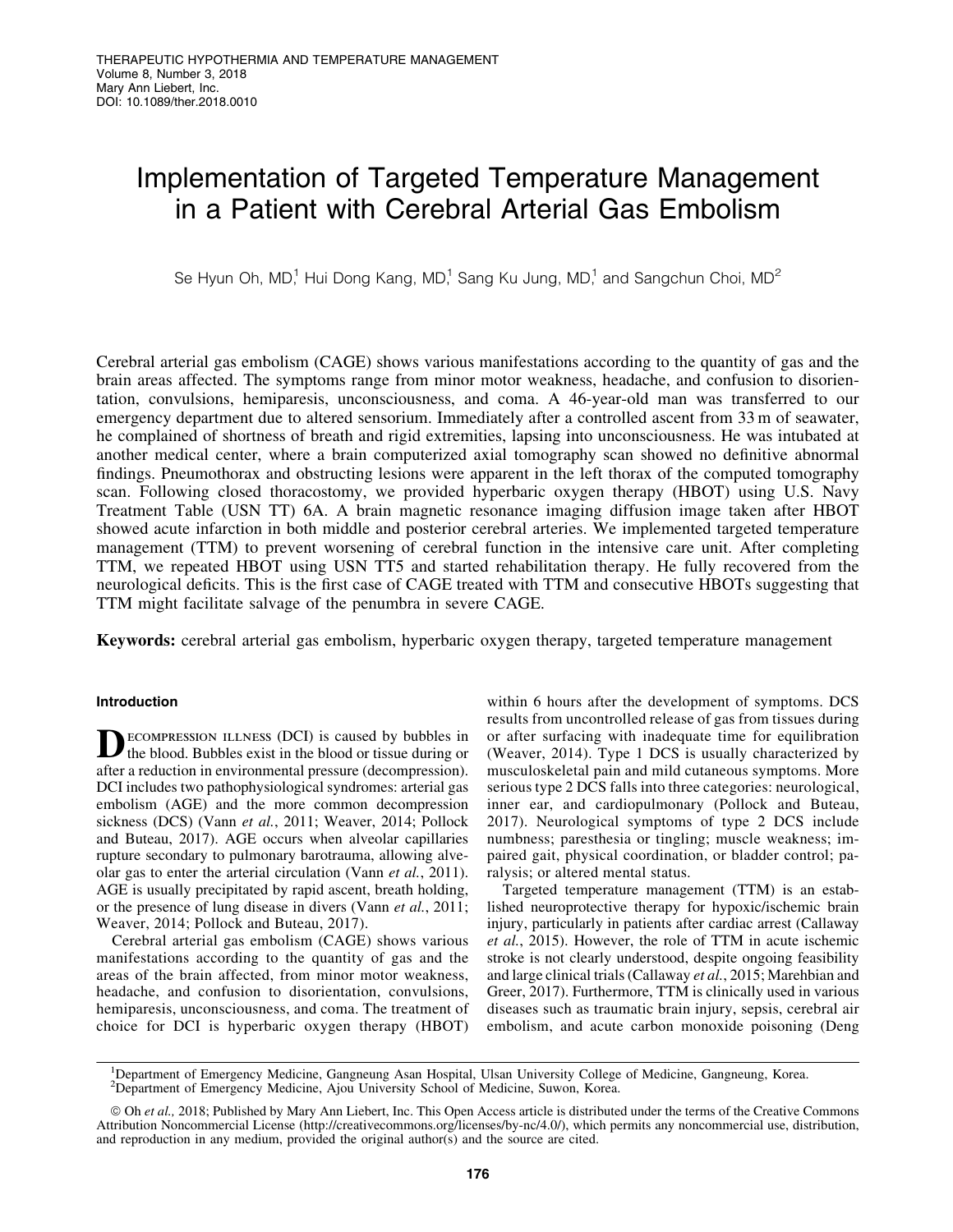# Implementation of Targeted Temperature Management in a Patient with Cerebral Arterial Gas Embolism

Se Hyun Oh, MD,[1] Hui Dong Kang, MD,[1] Sang Ku Jung, MD,[1] and Sangchun Choi, MD[2]

Cerebral arterial gas embolism (CAGE) shows various manifestations according to the quantity of gas and the brain areas affected. The symptoms range from minor motor weakness, headache, and confusion to disorientation, convulsions, hemiparesis, unconsciousness, and coma. A 46-year-old man was transferred to our emergency department due to altered sensorium. Immediately after a controlled ascent from 33 m of seawater, he complained of shortness of breath and rigid extremities, lapsing into unconsciousness. He was intubated at another medical center, where a brain computerized axial tomography scan showed no definitive abnormal findings. Pneumothorax and obstructing lesions were apparent in the left thorax of the computed tomography scan. Following closed thoracostomy, we provided hyperbaric oxygen therapy (HBOT) using U.S. Navy Treatment Table (USN TT) 6A. A brain magnetic resonance imaging diffusion image taken after HBOT showed acute infarction in both middle and posterior cerebral arteries. We implemented targeted temperature management (TTM) to prevent worsening of cerebral function in the intensive care unit. After completing TTM, we repeated HBOT using USN TT5 and started rehabilitation therapy. He fully recovered from the neurological deficits. This is the first case of CAGE treated with TTM and consecutive HBOTs suggesting that TTM might facilitate salvage of the penumbra in severe CAGE.

**Keywords:** cerebral arterial gas embolism, hyperbaric oxygen therapy, targeted temperature management

## Introduction

Decompression illness (DCI) is caused by bubbles in the blood. Bubbles exist in the blood or tissue during or after a reduction in environmental pressure (decompression). DCI includes two pathophysiological syndromes: arterial gas embolism (AGE) and the more common decompression sickness (DCS) (Vann *et al.*, 2011; Weaver, 2014; Pollock and Buteau, 2017). AGE occurs when alveolar capillaries rupture secondary to pulmonary barotrauma, allowing alveolar gas to enter the arterial circulation (Vann *et al.*, 2011). AGE is usually precipitated by rapid ascent, breath holding, or the presence of lung disease in divers (Vann *et al.*, 2011; Weaver, 2014; Pollock and Buteau, 2017).

Cerebral arterial gas embolism (CAGE) shows various manifestations according to the quantity of gas and the areas of the brain affected, from minor motor weakness, headache, and confusion to disorientation, convulsions, hemiparesis, unconsciousness, and coma. The treatment of choice for DCI is hyperbaric oxygen therapy (HBOT) within 6 hours after the development of symptoms. DCS results from uncontrolled release of gas from tissues during or after surfacing with inadequate time for equilibration (Weaver, 2014). Type 1 DCS is usually characterized by musculoskeletal pain and mild cutaneous symptoms. More serious type 2 DCS falls into three categories: neurological, inner ear, and cardiopulmonary (Pollock and Buteau, 2017). Neurological symptoms of type 2 DCS include numbness; paresthesia or tingling; muscle weakness; impaired gait, physical coordination, or bladder control; paralysis; or altered mental status.

Targeted temperature management (TTM) is an established neuroprotective therapy for hypoxic/ischemic brain injury, particularly in patients after cardiac arrest (Callaway *et al.*, 2015). However, the role of TTM in acute ischemic stroke is not clearly understood, despite ongoing feasibility and large clinical trials (Callaway *et al.*, 2015; Marehbian and Greer, 2017). Furthermore, TTM is clinically used in various diseases such as traumatic brain injury, sepsis, cerebral air embolism, and acute carbon monoxide poisoning (Deng

[1]Department of Emergency Medicine, Gangneung Asan Hospital, Ulsan University College of Medicine, Gangneung, Korea.
[2]Department of Emergency Medicine, Ajou University School of Medicine, Suwon, Korea.

© Oh *et al.,* 2018; Published by Mary Ann Liebert, Inc. This Open Access article is distributed under the terms of the Creative Commons Attribution Noncommercial License (http://creativecommons.org/licenses/by-nc/4.0/), which permits any noncommercial use, distribution, and reproduction in any medium, provided the original author(s) and the source are cited.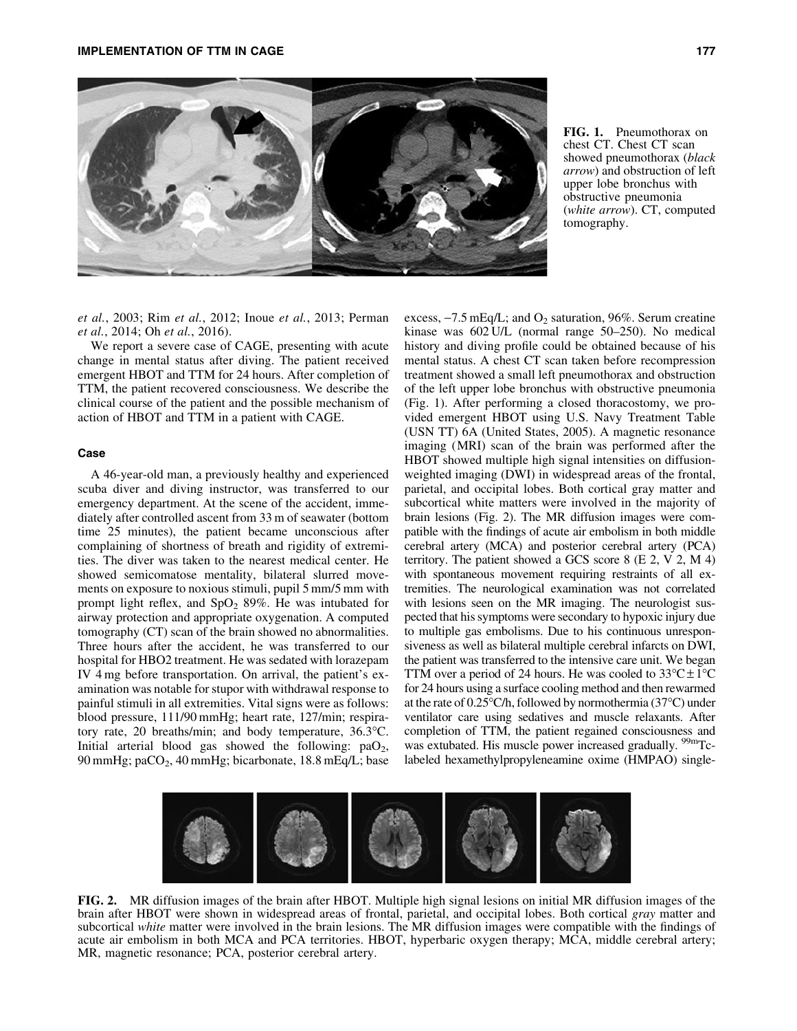FIG. 1. Pneumothorax on chest CT. Chest CT scan showed pneumothorax (*black arrow*) and obstruction of left upper lobe bronchus with obstructive pneumonia (*white arrow*). CT, computed tomography.

*et al.*, 2003; Rim *et al.*, 2012; Inoue *et al.*, 2013; Perman *et al.*, 2014; Oh *et al.*, 2016).

We report a severe case of CAGE, presenting with acute change in mental status after diving. The patient received emergent HBOT and TTM for 24 hours. After completion of TTM, the patient recovered consciousness. We describe the clinical course of the patient and the possible mechanism of action of HBOT and TTM in a patient with CAGE.

## Case

A 46-year-old man, a previously healthy and experienced scuba diver and diving instructor, was transferred to our emergency department. At the scene of the accident, immediately after controlled ascent from 33 m of seawater (bottom time 25 minutes), the patient became unconscious after complaining of shortness of breath and rigidity of extremities. The diver was taken to the nearest medical center. He showed semicomatose mentality, bilateral slurred movements on exposure to noxious stimuli, pupil 5 mm/5 mm with prompt light reflex, and $SpO_2$ 89%. He was intubated for airway protection and appropriate oxygenation. A computed tomography (CT) scan of the brain showed no abnormalities. Three hours after the accident, he was transferred to our hospital for HBO2 treatment. He was sedated with lorazepam IV 4 mg before transportation. On arrival, the patient's examination was notable for stupor with withdrawal response to painful stimuli in all extremities. Vital signs were as follows: blood pressure, 111/90 mmHg; heart rate, 127/min; respiratory rate, 20 breaths/min; and body temperature, 36.3°C. Initial arterial blood gas showed the following: $paO_2$, 90 mmHg; $paCO_2$, 40 mmHg; bicarbonate, 18.8 mEq/L; base excess, −7.5 mEq/L; and $O_2$ saturation, 96%. Serum creatine kinase was 602 U/L (normal range 50–250). No medical history and diving profile could be obtained because of his mental status. A chest CT scan taken before recompression treatment showed a small left pneumothorax and obstruction of the left upper lobe bronchus with obstructive pneumonia (Fig. 1). After performing a closed thoracostomy, we provided emergent HBOT using U.S. Navy Treatment Table (USN TT) 6A (United States, 2005). A magnetic resonance imaging (MRI) scan of the brain was performed after the HBOT showed multiple high signal intensities on diffusion-weighted imaging (DWI) in widespread areas of the frontal, parietal, and occipital lobes. Both cortical gray matter and subcortical white matters were involved in the majority of brain lesions (Fig. 2). The MR diffusion images were compatible with the findings of acute air embolism in both middle cerebral artery (MCA) and posterior cerebral artery (PCA) territory. The patient showed a GCS score 8 (E 2, V 2, M 4) with spontaneous movement requiring restraints of all extremities. The neurological examination was not correlated with lesions seen on the MR imaging. The neurologist suspected that his symptoms were secondary to hypoxic injury due to multiple gas embolisms. Due to his continuous unresponsiveness as well as bilateral multiple cerebral infarcts on DWI, the patient was transferred to the intensive care unit. We began TTM over a period of 24 hours. He was cooled to 33°C ± 1°C for 24 hours using a surface cooling method and then rewarmed at the rate of 0.25°C/h, followed by normothermia (37°C) under ventilator care using sedatives and muscle relaxants. After completion of TTM, the patient regained consciousness and was extubated. His muscle power increased gradually. $^{99m}$Tc-labeled hexamethylpropyleneamine oxime (HMPAO) single-

FIG. 2. MR diffusion images of the brain after HBOT. Multiple high signal lesions on initial MR diffusion images of the brain after HBOT were shown in widespread areas of frontal, parietal, and occipital lobes. Both cortical *gray* matter and subcortical *white* matter were involved in the brain lesions. The MR diffusion images were compatible with the findings of acute air embolism in both MCA and PCA territories. HBOT, hyperbaric oxygen therapy; MCA, middle cerebral artery; MR, magnetic resonance; PCA, posterior cerebral artery.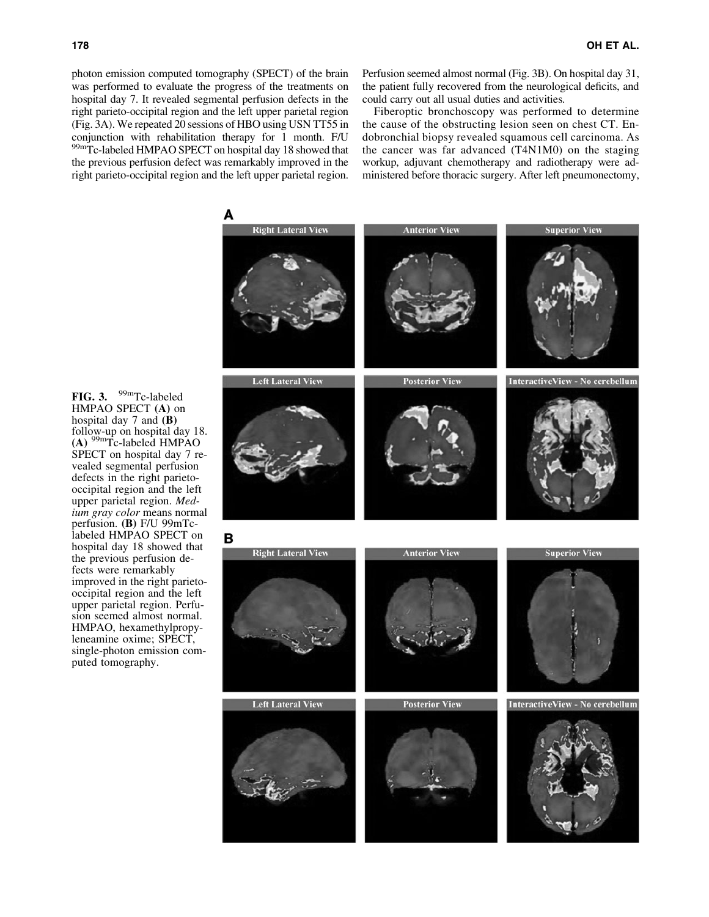photon emission computed tomography (SPECT) of the brain was performed to evaluate the progress of the treatments on hospital day 7. It revealed segmental perfusion defects in the right parieto-occipital region and the left upper parietal region (Fig. 3A). We repeated 20 sessions of HBO using USN TT55 in conjunction with rehabilitation therapy for 1 month. F/U $^{99m}$Tc-labeled HMPAO SPECT on hospital day 18 showed that the previous perfusion defect was remarkably improved in the right parieto-occipital region and the left upper parietal region. Perfusion seemed almost normal (Fig. 3B). On hospital day 31, the patient fully recovered from the neurological deficits, and could carry out all usual duties and activities.

Fiberoptic bronchoscopy was performed to determine the cause of the obstructing lesion seen on chest CT. Endobronchial biopsy revealed squamous cell carcinoma. As the cancer was far advanced (T4N1M0) on the staging workup, adjuvant chemotherapy and radiotherapy were administered before thoracic surgery. After left pneumonectomy,

**FIG. 3.** $^{99m}$Tc-labeled HMPAO SPECT **(A)** on hospital day 7 and **(B)** follow-up on hospital day 18. **(A)** $^{99m}$Tc-labeled HMPAO SPECT on hospital day 7 revealed segmental perfusion defects in the right parieto-occipital region and the left upper parietal region. *Medium gray color* means normal perfusion. **(B)** F/U 99mTc-labeled HMPAO SPECT on hospital day 18 showed that the previous perfusion defects were remarkably improved in the right parieto-occipital region and the left upper parietal region. Perfusion seemed almost normal. HMPAO, hexamethylpropyleneamine oxime; SPECT, single-photon emission computed tomography.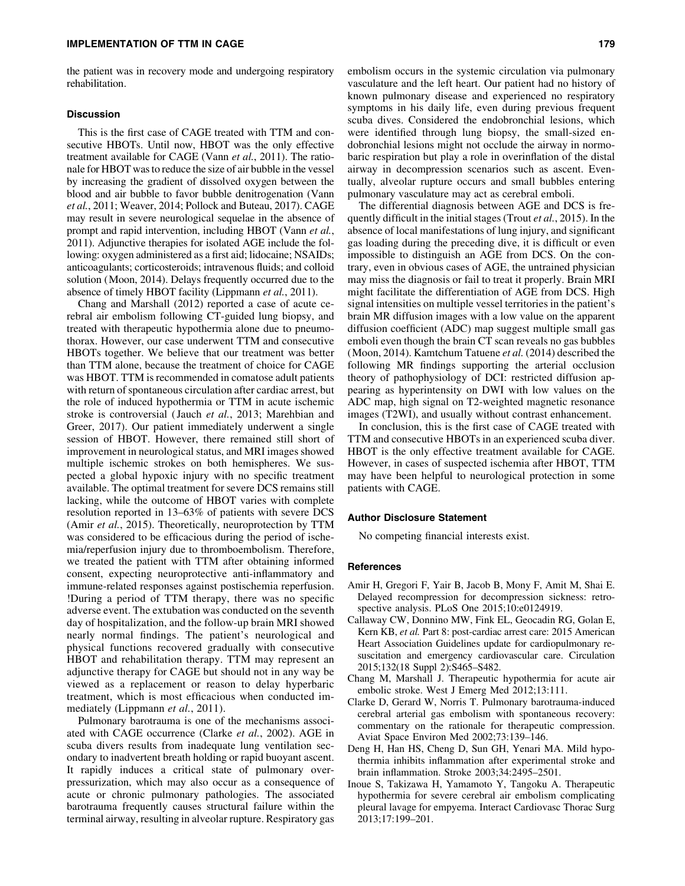the patient was in recovery mode and undergoing respiratory rehabilitation.

### Discussion

This is the first case of CAGE treated with TTM and consecutive HBOTs. Until now, HBOT was the only effective treatment available for CAGE (Vann *et al.*, 2011). The rationale for HBOT was to reduce the size of air bubble in the vessel by increasing the gradient of dissolved oxygen between the blood and air bubble to favor bubble denitrogenation (Vann *et al.*, 2011; Weaver, 2014; Pollock and Buteau, 2017). CAGE may result in severe neurological sequelae in the absence of prompt and rapid intervention, including HBOT (Vann *et al.*, 2011). Adjunctive therapies for isolated AGE include the following: oxygen administered as a first aid; lidocaine; NSAIDs; anticoagulants; corticosteroids; intravenous fluids; and colloid solution (Moon, 2014). Delays frequently occurred due to the absence of timely HBOT facility (Lippmann *et al.*, 2011).

Chang and Marshall (2012) reported a case of acute cerebral air embolism following CT-guided lung biopsy, and treated with therapeutic hypothermia alone due to pneumothorax. However, our case underwent TTM and consecutive HBOTs together. We believe that our treatment was better than TTM alone, because the treatment of choice for CAGE was HBOT. TTM is recommended in comatose adult patients with return of spontaneous circulation after cardiac arrest, but the role of induced hypothermia or TTM in acute ischemic stroke is controversial (Jauch *et al.*, 2013; Marehbian and Greer, 2017). Our patient immediately underwent a single session of HBOT. However, there remained still short of improvement in neurological status, and MRI images showed multiple ischemic strokes on both hemispheres. We suspected a global hypoxic injury with no specific treatment available. The optimal treatment for severe DCS remains still lacking, while the outcome of HBOT varies with complete resolution reported in 13–63% of patients with severe DCS (Amir *et al.*, 2015). Theoretically, neuroprotection by TTM was considered to be efficacious during the period of ischemia/reperfusion injury due to thromboembolism. Therefore, we treated the patient with TTM after obtaining informed consent, expecting neuroprotective anti-inflammatory and immune-related responses against postischemia reperfusion. !During a period of TTM therapy, there was no specific adverse event. The extubation was conducted on the seventh day of hospitalization, and the follow-up brain MRI showed nearly normal findings. The patient's neurological and physical functions recovered gradually with consecutive HBOT and rehabilitation therapy. TTM may represent an adjunctive therapy for CAGE but should not in any way be viewed as a replacement or reason to delay hyperbaric treatment, which is most efficacious when conducted immediately (Lippmann *et al.*, 2011).

Pulmonary barotrauma is one of the mechanisms associated with CAGE occurrence (Clarke *et al.*, 2002). AGE in scuba divers results from inadequate lung ventilation secondary to inadvertent breath holding or rapid buoyant ascent. It rapidly induces a critical state of pulmonary overpressurization, which may also occur as a consequence of acute or chronic pulmonary pathologies. The associated barotrauma frequently causes structural failure within the terminal airway, resulting in alveolar rupture. Respiratory gas embolism occurs in the systemic circulation via pulmonary vasculature and the left heart. Our patient had no history of known pulmonary disease and experienced no respiratory symptoms in his daily life, even during previous frequent scuba dives. Considered the endobronchial lesions, which were identified through lung biopsy, the small-sized endobronchial lesions might not occlude the airway in normobaric respiration but play a role in overinflation of the distal airway in decompression scenarios such as ascent. Eventually, alveolar rupture occurs and small bubbles entering pulmonary vasculature may act as cerebral emboli.

The differential diagnosis between AGE and DCS is frequently difficult in the initial stages (Trout *et al.*, 2015). In the absence of local manifestations of lung injury, and significant gas loading during the preceding dive, it is difficult or even impossible to distinguish an AGE from DCS. On the contrary, even in obvious cases of AGE, the untrained physician may miss the diagnosis or fail to treat it properly. Brain MRI might facilitate the differentiation of AGE from DCS. High signal intensities on multiple vessel territories in the patient's brain MR diffusion images with a low value on the apparent diffusion coefficient (ADC) map suggest multiple small gas emboli even though the brain CT scan reveals no gas bubbles (Moon, 2014). Kamtchum Tatuene *et al.* (2014) described the following MR findings supporting the arterial occlusion theory of pathophysiology of DCI: restricted diffusion appearing as hyperintensity on DWI with low values on the ADC map, high signal on T2-weighted magnetic resonance images (T2WI), and usually without contrast enhancement.

In conclusion, this is the first case of CAGE treated with TTM and consecutive HBOTs in an experienced scuba diver. HBOT is the only effective treatment available for CAGE. However, in cases of suspected ischemia after HBOT, TTM may have been helpful to neurological protection in some patients with CAGE.

### Author Disclosure Statement

No competing financial interests exist.

### References

- Amir H, Gregori F, Yair B, Jacob B, Mony F, Amit M, Shai E. Delayed recompression for decompression sickness: retrospective analysis. PLoS One 2015;10:e0124919.
- Callaway CW, Donnino MW, Fink EL, Geocadin RG, Golan E, Kern KB, *et al.* Part 8: post-cardiac arrest care: 2015 American Heart Association Guidelines update for cardiopulmonary resuscitation and emergency cardiovascular care. Circulation 2015;132(18 Suppl 2):S465–S482.
- Chang M, Marshall J. Therapeutic hypothermia for acute air embolic stroke. West J Emerg Med 2012;13:111.
- Clarke D, Gerard W, Norris T. Pulmonary barotrauma-induced cerebral arterial gas embolism with spontaneous recovery: commentary on the rationale for therapeutic compression. Aviat Space Environ Med 2002;73:139–146.
- Deng H, Han HS, Cheng D, Sun GH, Yenari MA. Mild hypothermia inhibits inflammation after experimental stroke and brain inflammation. Stroke 2003;34:2495–2501.
- Inoue S, Takizawa H, Yamamoto Y, Tangoku A. Therapeutic hypothermia for severe cerebral air embolism complicating pleural lavage for empyema. Interact Cardiovasc Thorac Surg 2013;17:199–201.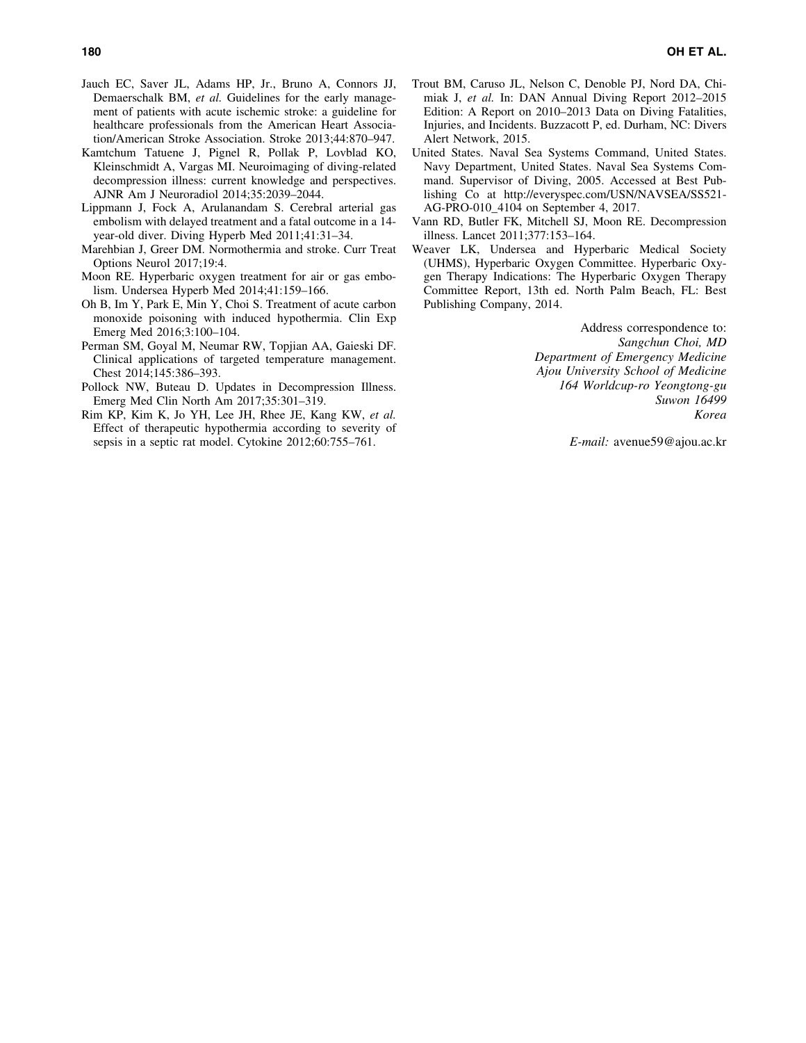Jauch EC, Saver JL, Adams HP, Jr., Bruno A, Connors JJ, Demaerschalk BM, *et al.* Guidelines for the early management of patients with acute ischemic stroke: a guideline for healthcare professionals from the American Heart Association/American Stroke Association. Stroke 2013;44:870–947.

Kamtchum Tatuene J, Pignel R, Pollak P, Lovblad KO, Kleinschmidt A, Vargas MI. Neuroimaging of diving-related decompression illness: current knowledge and perspectives. AJNR Am J Neuroradiol 2014;35:2039–2044.

Lippmann J, Fock A, Arulanandam S. Cerebral arterial gas embolism with delayed treatment and a fatal outcome in a 14-year-old diver. Diving Hyperb Med 2011;41:31–34.

Marehbian J, Greer DM. Normothermia and stroke. Curr Treat Options Neurol 2017;19:4.

Moon RE. Hyperbaric oxygen treatment for air or gas embolism. Undersea Hyperb Med 2014;41:159–166.

Oh B, Im Y, Park E, Min Y, Choi S. Treatment of acute carbon monoxide poisoning with induced hypothermia. Clin Exp Emerg Med 2016;3:100–104.

Perman SM, Goyal M, Neumar RW, Topjian AA, Gaieski DF. Clinical applications of targeted temperature management. Chest 2014;145:386–393.

Pollock NW, Buteau D. Updates in Decompression Illness. Emerg Med Clin North Am 2017;35:301–319.

Rim KP, Kim K, Jo YH, Lee JH, Rhee JE, Kang KW, *et al.* Effect of therapeutic hypothermia according to severity of sepsis in a septic rat model. Cytokine 2012;60:755–761.

Trout BM, Caruso JL, Nelson C, Denoble PJ, Nord DA, Chimiak J, *et al.* In: DAN Annual Diving Report 2012–2015 Edition: A Report on 2010–2013 Data on Diving Fatalities, Injuries, and Incidents. Buzzacott P, ed. Durham, NC: Divers Alert Network, 2015.

United States. Naval Sea Systems Command, United States. Navy Department, United States. Naval Sea Systems Command. Supervisor of Diving, 2005. Accessed at Best Publishing Co at http://everyspec.com/USN/NAVSEA/SS521-AG-PRO-010_4104 on September 4, 2017.

Vann RD, Butler FK, Mitchell SJ, Moon RE. Decompression illness. Lancet 2011;377:153–164.

Weaver LK, Undersea and Hyperbaric Medical Society (UHMS), Hyperbaric Oxygen Committee. Hyperbaric Oxygen Therapy Indications: The Hyperbaric Oxygen Therapy Committee Report, 13th ed. North Palm Beach, FL: Best Publishing Company, 2014.

Address correspondence to:
*Sangchun Choi, MD*
*Department of Emergency Medicine*
*Ajou University School of Medicine*
*164 Worldcup-ro Yeongtong-gu*
*Suwon 16499*
*Korea*

*E-mail:* avenue59@ajou.ac.kr